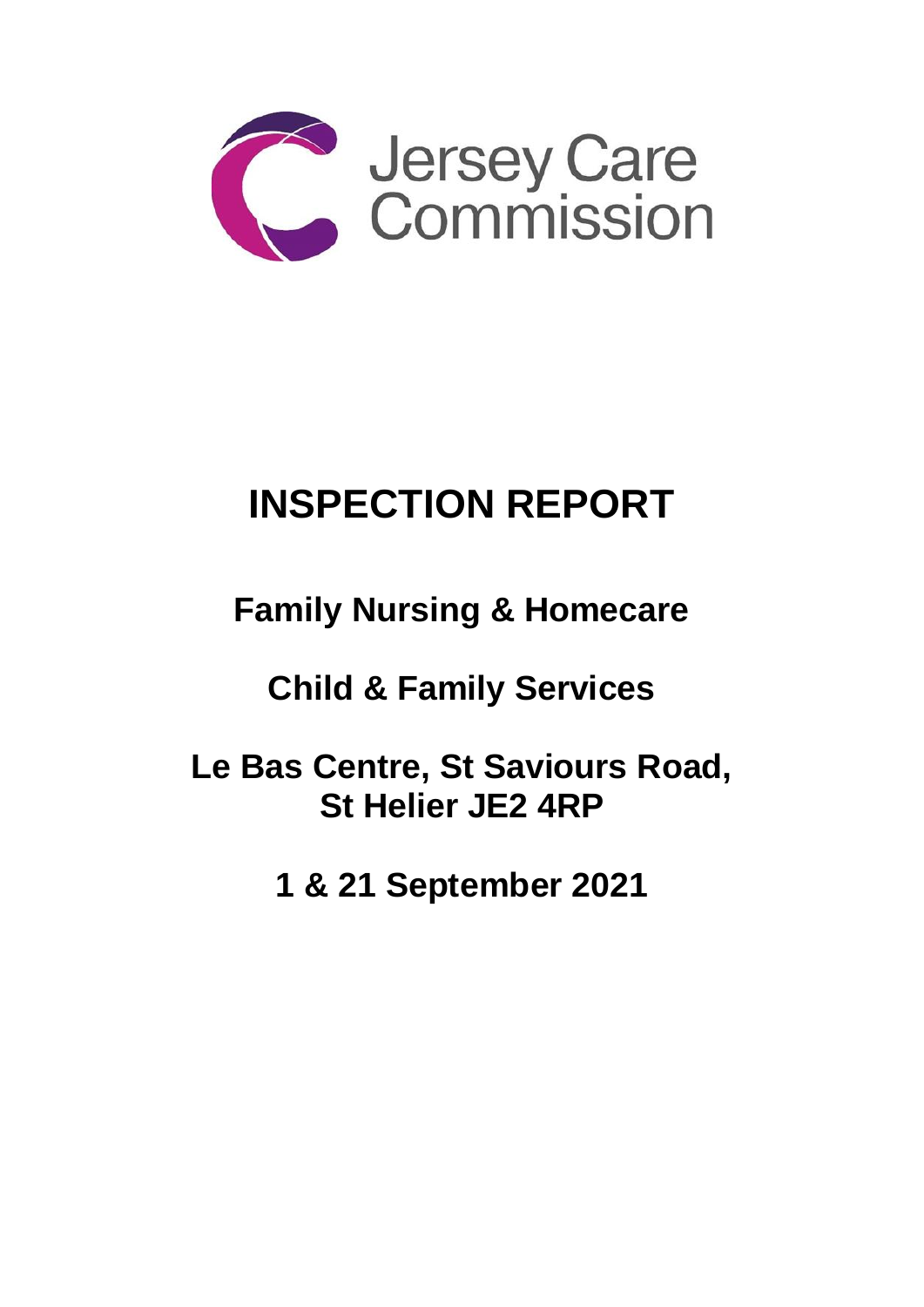Jersey Care Commission

# INSPECTION REPORT

## Family Nursing & Homecare

## Child & Family Services

## Le Bas Centre, St Saviours Road, St Helier JE2 4RP

## 1 & 21 September 2021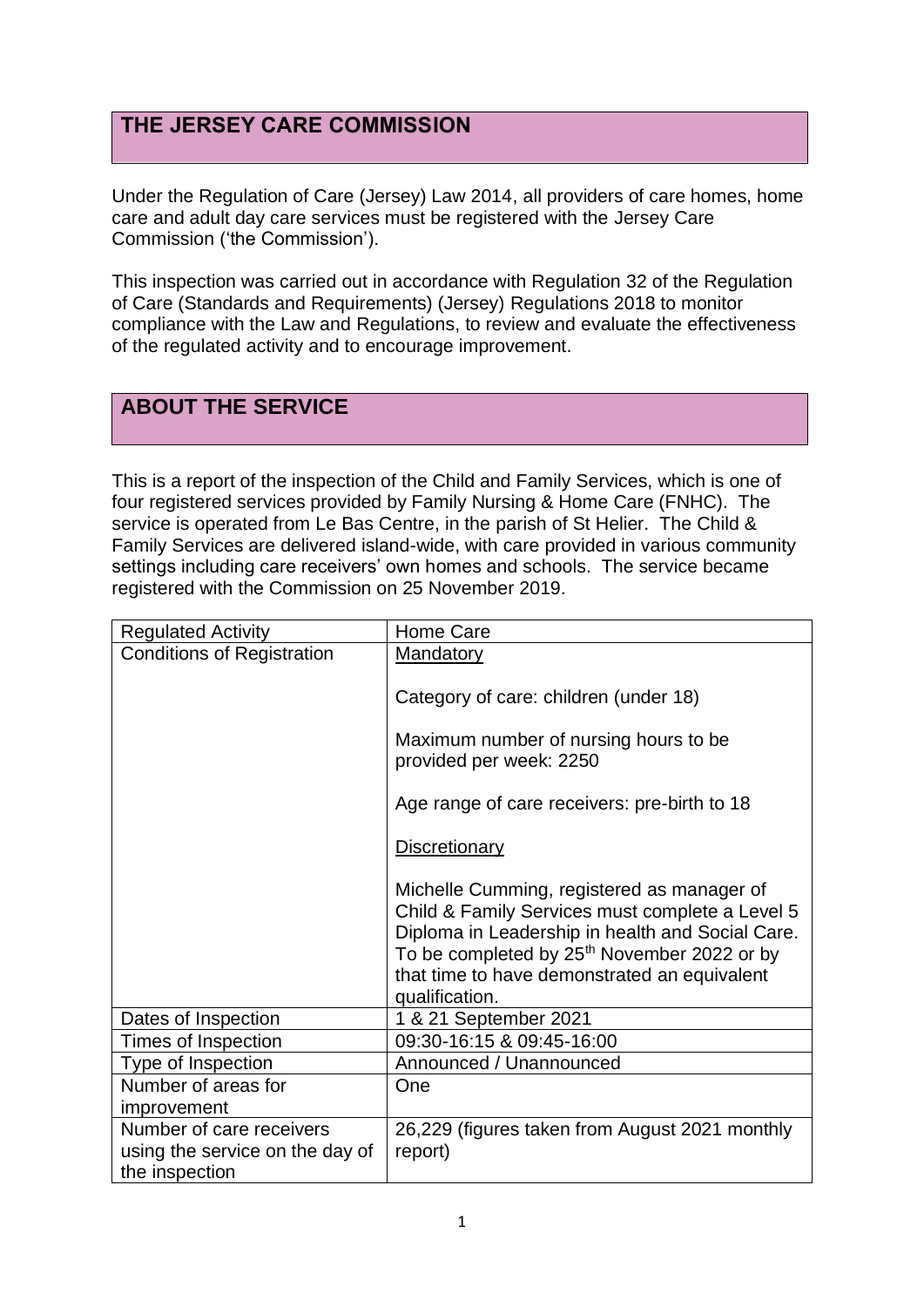## THE JERSEY CARE COMMISSION

Under the Regulation of Care (Jersey) Law 2014, all providers of care homes, home care and adult day care services must be registered with the Jersey Care Commission ('the Commission').

This inspection was carried out in accordance with Regulation 32 of the Regulation of Care (Standards and Requirements) (Jersey) Regulations 2018 to monitor compliance with the Law and Regulations, to review and evaluate the effectiveness of the regulated activity and to encourage improvement.

## ABOUT THE SERVICE

This is a report of the inspection of the Child and Family Services, which is one of four registered services provided by Family Nursing & Home Care (FNHC). The service is operated from Le Bas Centre, in the parish of St Helier. The Child & Family Services are delivered island-wide, with care provided in various community settings including care receivers' own homes and schools. The service became registered with the Commission on 25 November 2019.

| Regulated Activity | Home Care |
|---|---|
| Conditions of Registration | Mandatory<br><br>Category of care: children (under 18)<br><br>Maximum number of nursing hours to be provided per week: 2250<br><br>Age range of care receivers: pre-birth to 18<br><br>Discretionary<br><br>Michelle Cumming, registered as manager of Child & Family Services must complete a Level 5 Diploma in Leadership in health and Social Care. To be completed by 25th November 2022 or by that time to have demonstrated an equivalent qualification. |
| Dates of Inspection | 1 & 21 September 2021 |
| Times of Inspection | 09:30-16:15 & 09:45-16:00 |
| Type of Inspection | Announced / Unannounced |
| Number of areas for improvement | One |
| Number of care receivers using the service on the day of the inspection | 26,229 (figures taken from August 2021 monthly report) |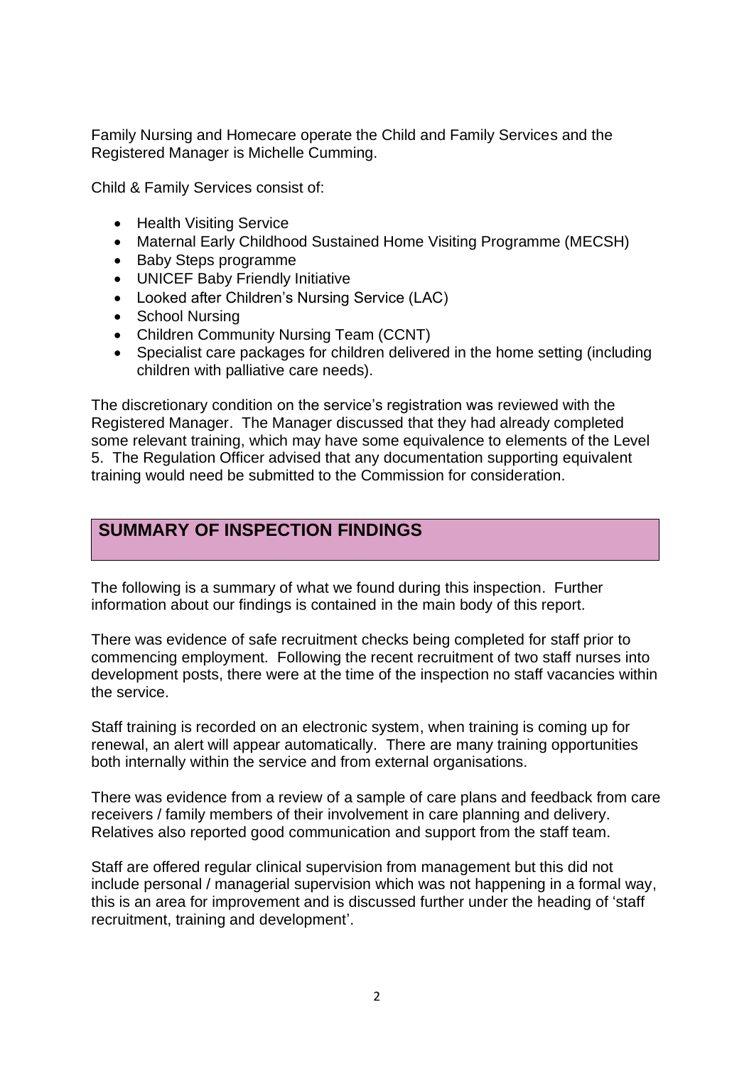Family Nursing and Homecare operate the Child and Family Services and the Registered Manager is Michelle Cumming.

Child & Family Services consist of:

- Health Visiting Service
- Maternal Early Childhood Sustained Home Visiting Programme (MECSH)
- Baby Steps programme
- UNICEF Baby Friendly Initiative
- Looked after Children's Nursing Service (LAC)
- School Nursing
- Children Community Nursing Team (CCNT)
- Specialist care packages for children delivered in the home setting (including children with palliative care needs).

The discretionary condition on the service's registration was reviewed with the Registered Manager. The Manager discussed that they had already completed some relevant training, which may have some equivalence to elements of the Level 5. The Regulation Officer advised that any documentation supporting equivalent training would need be submitted to the Commission for consideration.

## SUMMARY OF INSPECTION FINDINGS

The following is a summary of what we found during this inspection. Further information about our findings is contained in the main body of this report.

There was evidence of safe recruitment checks being completed for staff prior to commencing employment. Following the recent recruitment of two staff nurses into development posts, there were at the time of the inspection no staff vacancies within the service.

Staff training is recorded on an electronic system, when training is coming up for renewal, an alert will appear automatically. There are many training opportunities both internally within the service and from external organisations.

There was evidence from a review of a sample of care plans and feedback from care receivers / family members of their involvement in care planning and delivery. Relatives also reported good communication and support from the staff team.

Staff are offered regular clinical supervision from management but this did not include personal / managerial supervision which was not happening in a formal way, this is an area for improvement and is discussed further under the heading of 'staff recruitment, training and development'.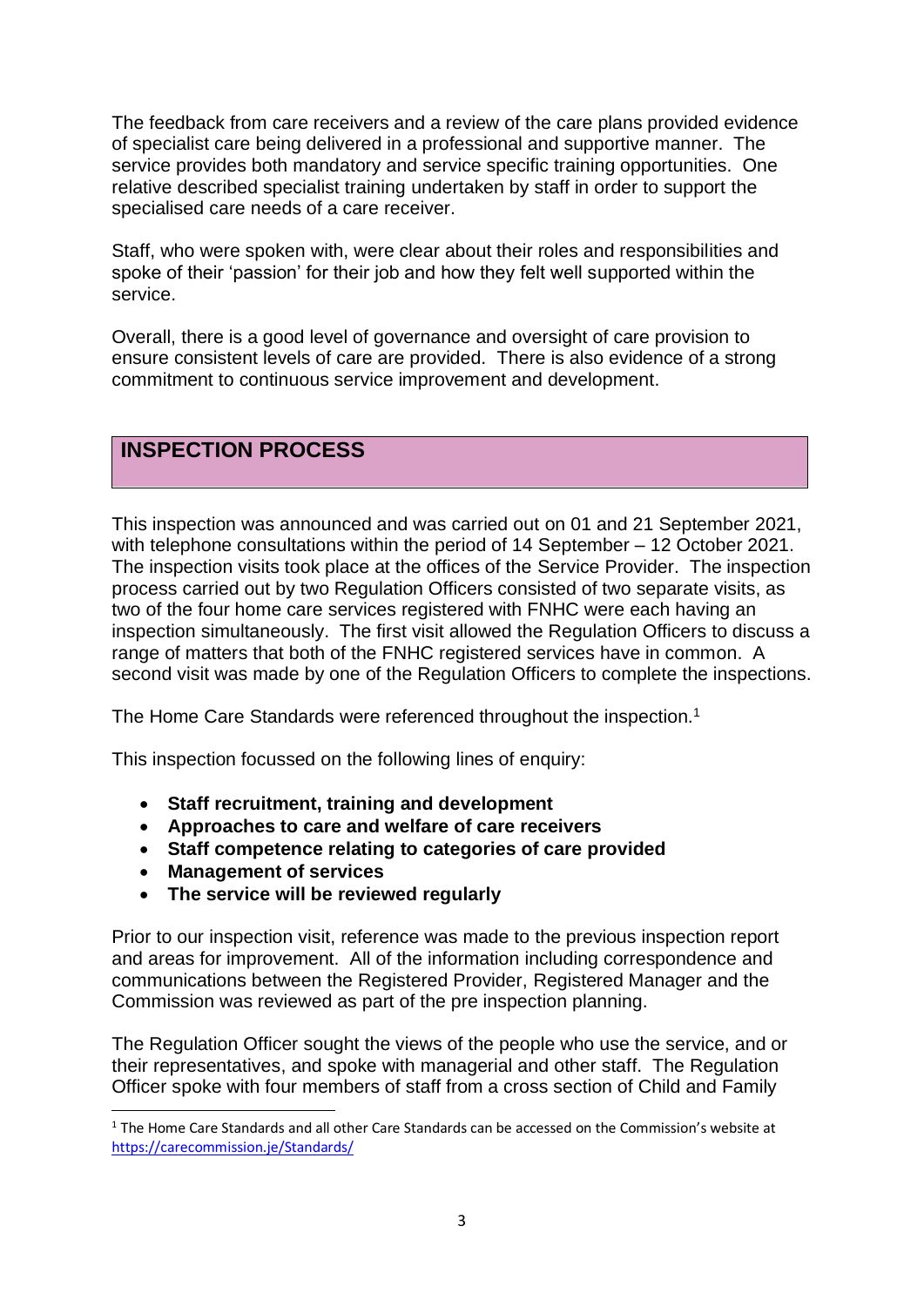The feedback from care receivers and a review of the care plans provided evidence of specialist care being delivered in a professional and supportive manner. The service provides both mandatory and service specific training opportunities. One relative described specialist training undertaken by staff in order to support the specialised care needs of a care receiver.

Staff, who were spoken with, were clear about their roles and responsibilities and spoke of their 'passion' for their job and how they felt well supported within the service.

Overall, there is a good level of governance and oversight of care provision to ensure consistent levels of care are provided. There is also evidence of a strong commitment to continuous service improvement and development.

## INSPECTION PROCESS

This inspection was announced and was carried out on 01 and 21 September 2021, with telephone consultations within the period of 14 September – 12 October 2021. The inspection visits took place at the offices of the Service Provider. The inspection process carried out by two Regulation Officers consisted of two separate visits, as two of the four home care services registered with FNHC were each having an inspection simultaneously. The first visit allowed the Regulation Officers to discuss a range of matters that both of the FNHC registered services have in common. A second visit was made by one of the Regulation Officers to complete the inspections.

The Home Care Standards were referenced throughout the inspection.[1]

This inspection focussed on the following lines of enquiry:

- **Staff recruitment, training and development**
- **Approaches to care and welfare of care receivers**
- **Staff competence relating to categories of care provided**
- **Management of services**
- **The service will be reviewed regularly**

Prior to our inspection visit, reference was made to the previous inspection report and areas for improvement. All of the information including correspondence and communications between the Registered Provider, Registered Manager and the Commission was reviewed as part of the pre inspection planning.

The Regulation Officer sought the views of the people who use the service, and or their representatives, and spoke with managerial and other staff. The Regulation Officer spoke with four members of staff from a cross section of Child and Family

[1] The Home Care Standards and all other Care Standards can be accessed on the Commission's website at https://carecommission.je/Standards/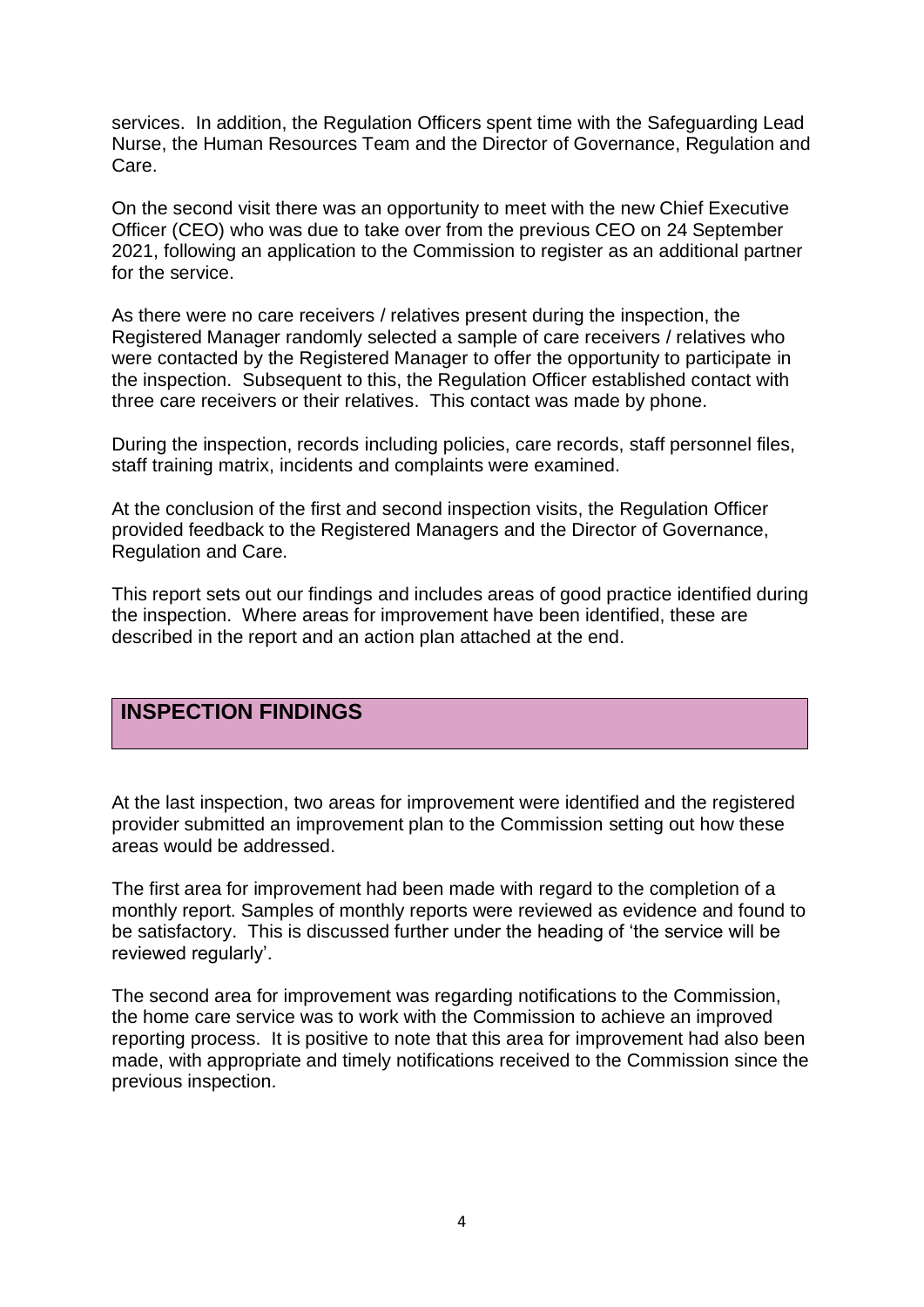services. In addition, the Regulation Officers spent time with the Safeguarding Lead Nurse, the Human Resources Team and the Director of Governance, Regulation and Care.

On the second visit there was an opportunity to meet with the new Chief Executive Officer (CEO) who was due to take over from the previous CEO on 24 September 2021, following an application to the Commission to register as an additional partner for the service.

As there were no care receivers / relatives present during the inspection, the Registered Manager randomly selected a sample of care receivers / relatives who were contacted by the Registered Manager to offer the opportunity to participate in the inspection. Subsequent to this, the Regulation Officer established contact with three care receivers or their relatives. This contact was made by phone.

During the inspection, records including policies, care records, staff personnel files, staff training matrix, incidents and complaints were examined.

At the conclusion of the first and second inspection visits, the Regulation Officer provided feedback to the Registered Managers and the Director of Governance, Regulation and Care.

This report sets out our findings and includes areas of good practice identified during the inspection. Where areas for improvement have been identified, these are described in the report and an action plan attached at the end.

## INSPECTION FINDINGS

At the last inspection, two areas for improvement were identified and the registered provider submitted an improvement plan to the Commission setting out how these areas would be addressed.

The first area for improvement had been made with regard to the completion of a monthly report. Samples of monthly reports were reviewed as evidence and found to be satisfactory. This is discussed further under the heading of 'the service will be reviewed regularly'.

The second area for improvement was regarding notifications to the Commission, the home care service was to work with the Commission to achieve an improved reporting process. It is positive to note that this area for improvement had also been made, with appropriate and timely notifications received to the Commission since the previous inspection.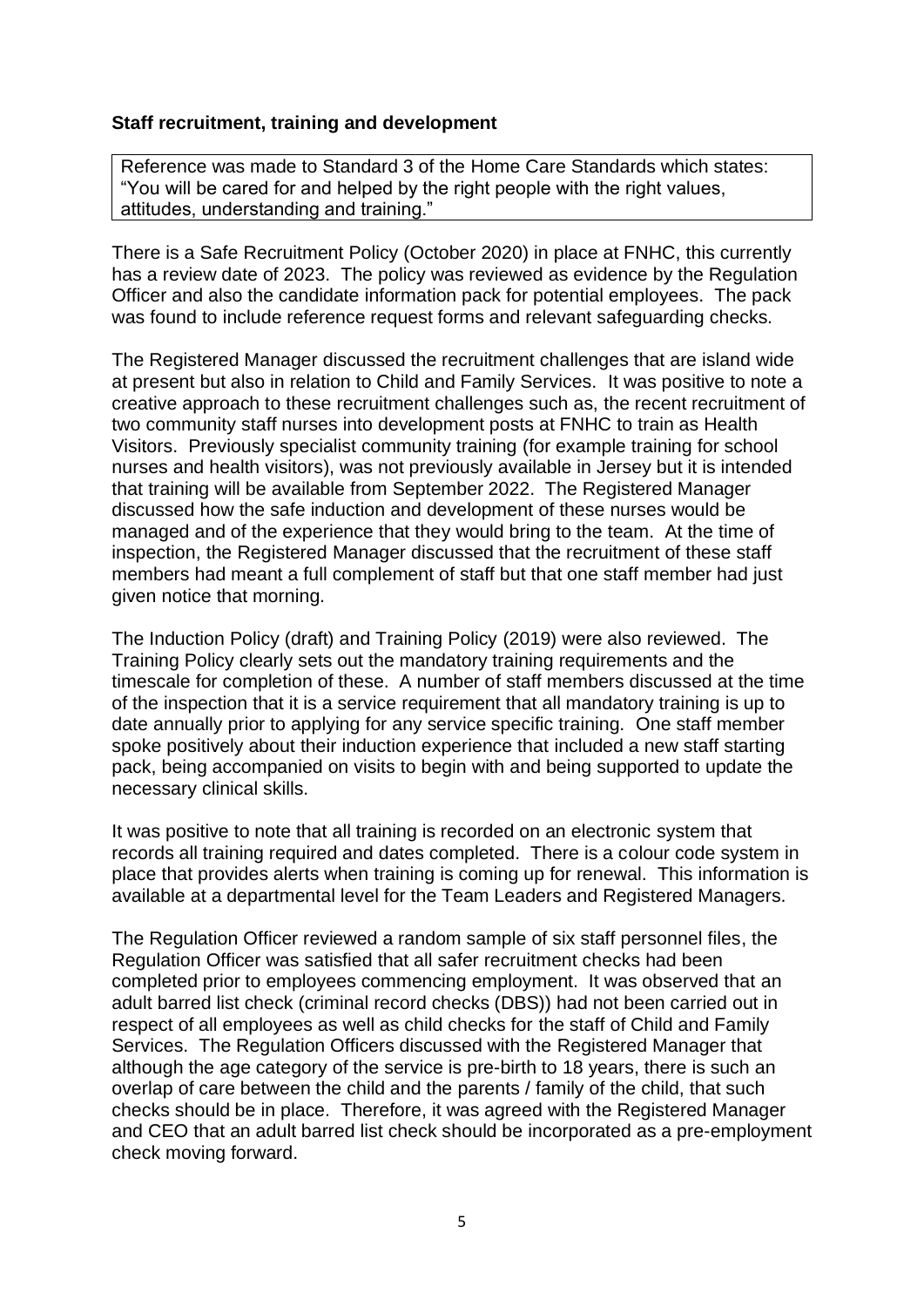**Staff recruitment, training and development**

Reference was made to Standard 3 of the Home Care Standards which states: "You will be cared for and helped by the right people with the right values, attitudes, understanding and training."

There is a Safe Recruitment Policy (October 2020) in place at FNHC, this currently has a review date of 2023. The policy was reviewed as evidence by the Regulation Officer and also the candidate information pack for potential employees. The pack was found to include reference request forms and relevant safeguarding checks.

The Registered Manager discussed the recruitment challenges that are island wide at present but also in relation to Child and Family Services. It was positive to note a creative approach to these recruitment challenges such as, the recent recruitment of two community staff nurses into development posts at FNHC to train as Health Visitors. Previously specialist community training (for example training for school nurses and health visitors), was not previously available in Jersey but it is intended that training will be available from September 2022. The Registered Manager discussed how the safe induction and development of these nurses would be managed and of the experience that they would bring to the team. At the time of inspection, the Registered Manager discussed that the recruitment of these staff members had meant a full complement of staff but that one staff member had just given notice that morning.

The Induction Policy (draft) and Training Policy (2019) were also reviewed. The Training Policy clearly sets out the mandatory training requirements and the timescale for completion of these. A number of staff members discussed at the time of the inspection that it is a service requirement that all mandatory training is up to date annually prior to applying for any service specific training. One staff member spoke positively about their induction experience that included a new staff starting pack, being accompanied on visits to begin with and being supported to update the necessary clinical skills.

It was positive to note that all training is recorded on an electronic system that records all training required and dates completed. There is a colour code system in place that provides alerts when training is coming up for renewal. This information is available at a departmental level for the Team Leaders and Registered Managers.

The Regulation Officer reviewed a random sample of six staff personnel files, the Regulation Officer was satisfied that all safer recruitment checks had been completed prior to employees commencing employment. It was observed that an adult barred list check (criminal record checks (DBS)) had not been carried out in respect of all employees as well as child checks for the staff of Child and Family Services. The Regulation Officers discussed with the Registered Manager that although the age category of the service is pre-birth to 18 years, there is such an overlap of care between the child and the parents / family of the child, that such checks should be in place. Therefore, it was agreed with the Registered Manager and CEO that an adult barred list check should be incorporated as a pre-employment check moving forward.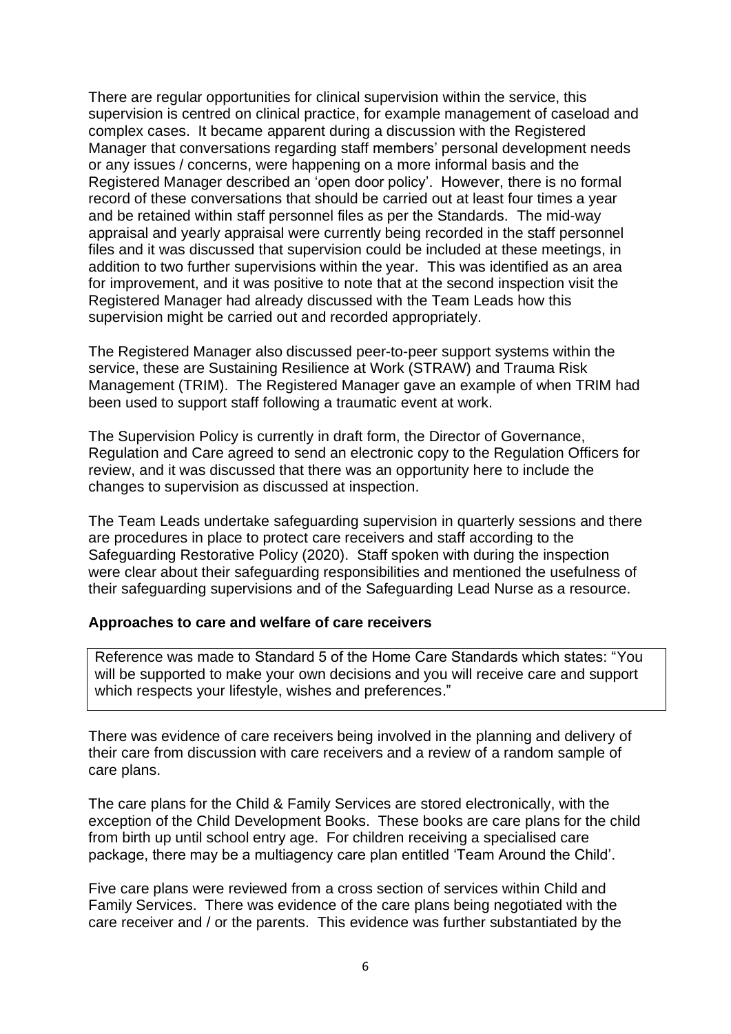There are regular opportunities for clinical supervision within the service, this supervision is centred on clinical practice, for example management of caseload and complex cases. It became apparent during a discussion with the Registered Manager that conversations regarding staff members' personal development needs or any issues / concerns, were happening on a more informal basis and the Registered Manager described an 'open door policy'. However, there is no formal record of these conversations that should be carried out at least four times a year and be retained within staff personnel files as per the Standards. The mid-way appraisal and yearly appraisal were currently being recorded in the staff personnel files and it was discussed that supervision could be included at these meetings, in addition to two further supervisions within the year. This was identified as an area for improvement, and it was positive to note that at the second inspection visit the Registered Manager had already discussed with the Team Leads how this supervision might be carried out and recorded appropriately.

The Registered Manager also discussed peer-to-peer support systems within the service, these are Sustaining Resilience at Work (STRAW) and Trauma Risk Management (TRIM). The Registered Manager gave an example of when TRIM had been used to support staff following a traumatic event at work.

The Supervision Policy is currently in draft form, the Director of Governance, Regulation and Care agreed to send an electronic copy to the Regulation Officers for review, and it was discussed that there was an opportunity here to include the changes to supervision as discussed at inspection.

The Team Leads undertake safeguarding supervision in quarterly sessions and there are procedures in place to protect care receivers and staff according to the Safeguarding Restorative Policy (2020). Staff spoken with during the inspection were clear about their safeguarding responsibilities and mentioned the usefulness of their safeguarding supervisions and of the Safeguarding Lead Nurse as a resource.

**Approaches to care and welfare of care receivers**

Reference was made to Standard 5 of the Home Care Standards which states: "You will be supported to make your own decisions and you will receive care and support which respects your lifestyle, wishes and preferences."

There was evidence of care receivers being involved in the planning and delivery of their care from discussion with care receivers and a review of a random sample of care plans.

The care plans for the Child & Family Services are stored electronically, with the exception of the Child Development Books. These books are care plans for the child from birth up until school entry age. For children receiving a specialised care package, there may be a multiagency care plan entitled 'Team Around the Child'.

Five care plans were reviewed from a cross section of services within Child and Family Services. There was evidence of the care plans being negotiated with the care receiver and / or the parents. This evidence was further substantiated by the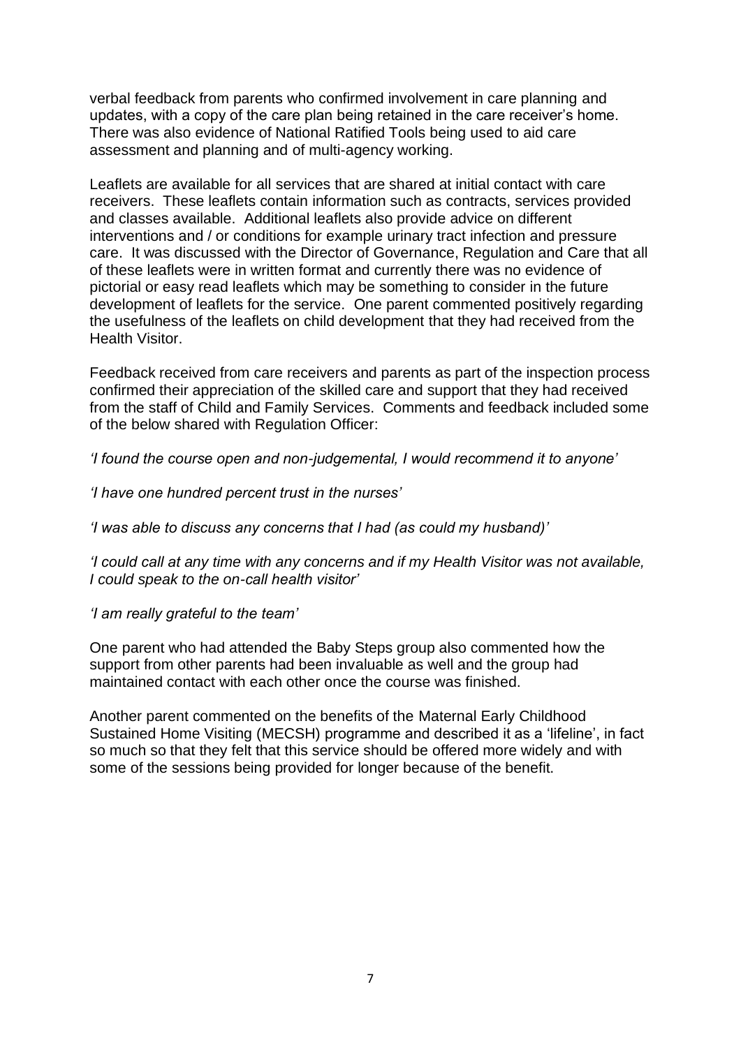verbal feedback from parents who confirmed involvement in care planning and updates, with a copy of the care plan being retained in the care receiver's home. There was also evidence of National Ratified Tools being used to aid care assessment and planning and of multi-agency working.

Leaflets are available for all services that are shared at initial contact with care receivers. These leaflets contain information such as contracts, services provided and classes available. Additional leaflets also provide advice on different interventions and / or conditions for example urinary tract infection and pressure care. It was discussed with the Director of Governance, Regulation and Care that all of these leaflets were in written format and currently there was no evidence of pictorial or easy read leaflets which may be something to consider in the future development of leaflets for the service. One parent commented positively regarding the usefulness of the leaflets on child development that they had received from the Health Visitor.

Feedback received from care receivers and parents as part of the inspection process confirmed their appreciation of the skilled care and support that they had received from the staff of Child and Family Services. Comments and feedback included some of the below shared with Regulation Officer:

*'I found the course open and non-judgemental, I would recommend it to anyone'*

*'I have one hundred percent trust in the nurses'*

*'I was able to discuss any concerns that I had (as could my husband)'*

*'I could call at any time with any concerns and if my Health Visitor was not available, I could speak to the on-call health visitor'*

*'I am really grateful to the team'*

One parent who had attended the Baby Steps group also commented how the support from other parents had been invaluable as well and the group had maintained contact with each other once the course was finished.

Another parent commented on the benefits of the Maternal Early Childhood Sustained Home Visiting (MECSH) programme and described it as a 'lifeline', in fact so much so that they felt that this service should be offered more widely and with some of the sessions being provided for longer because of the benefit.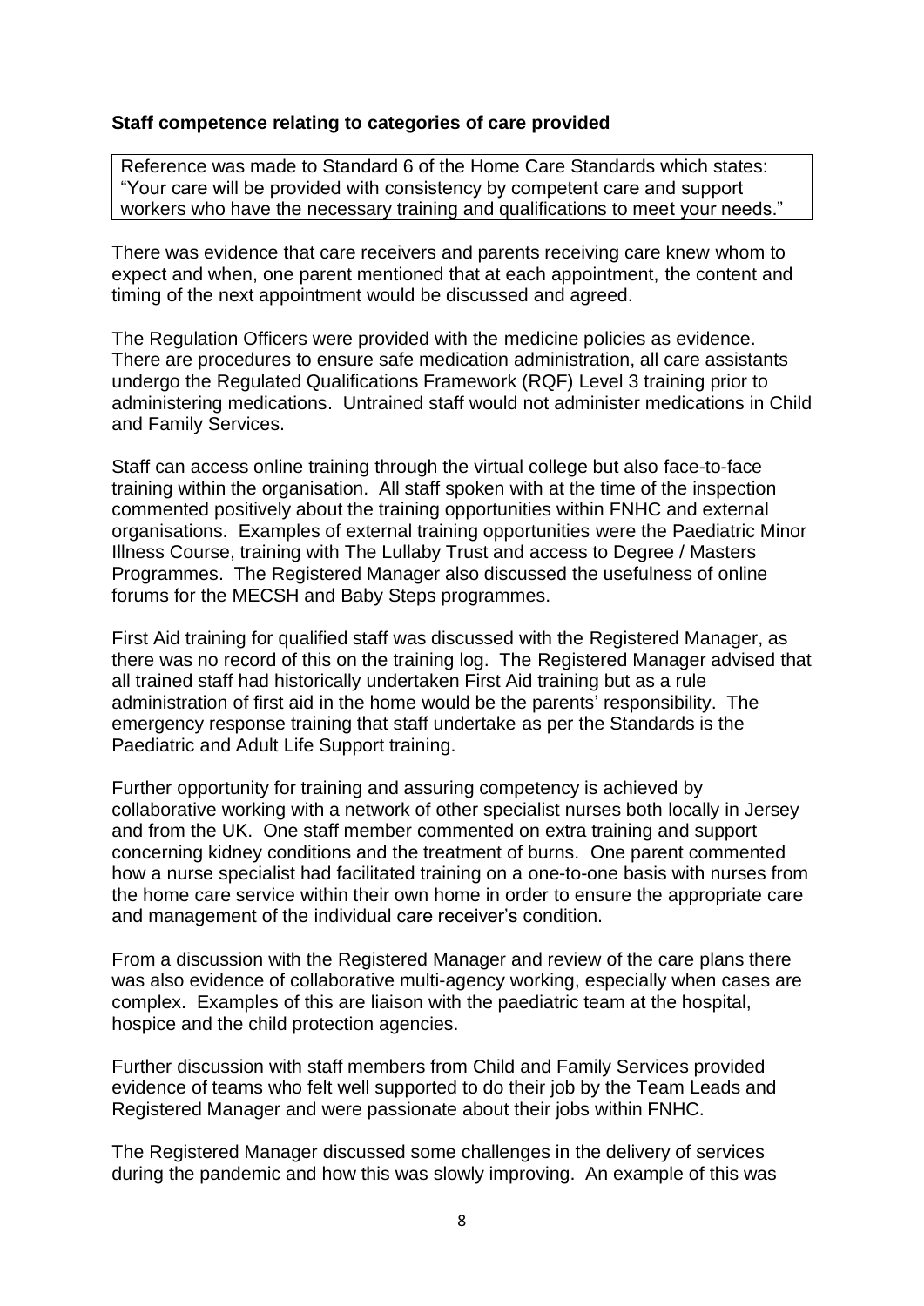### Staff competence relating to categories of care provided

Reference was made to Standard 6 of the Home Care Standards which states: "Your care will be provided with consistency by competent care and support workers who have the necessary training and qualifications to meet your needs."

There was evidence that care receivers and parents receiving care knew whom to expect and when, one parent mentioned that at each appointment, the content and timing of the next appointment would be discussed and agreed.

The Regulation Officers were provided with the medicine policies as evidence. There are procedures to ensure safe medication administration, all care assistants undergo the Regulated Qualifications Framework (RQF) Level 3 training prior to administering medications. Untrained staff would not administer medications in Child and Family Services.

Staff can access online training through the virtual college but also face-to-face training within the organisation. All staff spoken with at the time of the inspection commented positively about the training opportunities within FNHC and external organisations. Examples of external training opportunities were the Paediatric Minor Illness Course, training with The Lullaby Trust and access to Degree / Masters Programmes. The Registered Manager also discussed the usefulness of online forums for the MECSH and Baby Steps programmes.

First Aid training for qualified staff was discussed with the Registered Manager, as there was no record of this on the training log. The Registered Manager advised that all trained staff had historically undertaken First Aid training but as a rule administration of first aid in the home would be the parents' responsibility. The emergency response training that staff undertake as per the Standards is the Paediatric and Adult Life Support training.

Further opportunity for training and assuring competency is achieved by collaborative working with a network of other specialist nurses both locally in Jersey and from the UK. One staff member commented on extra training and support concerning kidney conditions and the treatment of burns. One parent commented how a nurse specialist had facilitated training on a one-to-one basis with nurses from the home care service within their own home in order to ensure the appropriate care and management of the individual care receiver's condition.

From a discussion with the Registered Manager and review of the care plans there was also evidence of collaborative multi-agency working, especially when cases are complex. Examples of this are liaison with the paediatric team at the hospital, hospice and the child protection agencies.

Further discussion with staff members from Child and Family Services provided evidence of teams who felt well supported to do their job by the Team Leads and Registered Manager and were passionate about their jobs within FNHC.

The Registered Manager discussed some challenges in the delivery of services during the pandemic and how this was slowly improving. An example of this was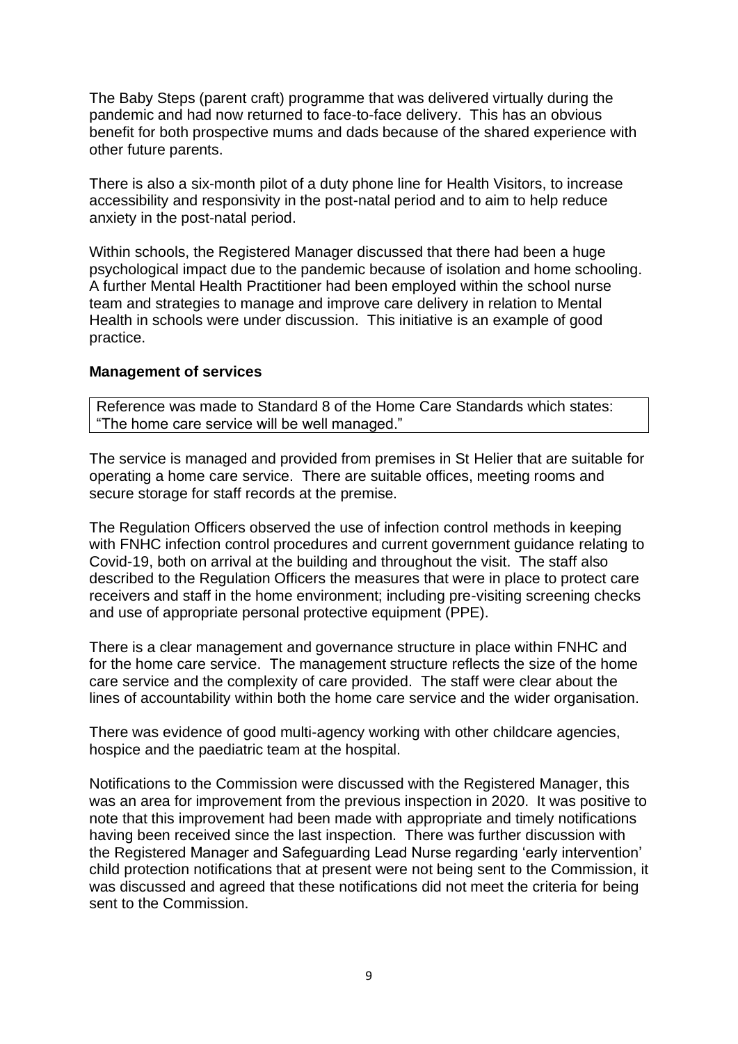The Baby Steps (parent craft) programme that was delivered virtually during the pandemic and had now returned to face-to-face delivery. This has an obvious benefit for both prospective mums and dads because of the shared experience with other future parents.

There is also a six-month pilot of a duty phone line for Health Visitors, to increase accessibility and responsivity in the post-natal period and to aim to help reduce anxiety in the post-natal period.

Within schools, the Registered Manager discussed that there had been a huge psychological impact due to the pandemic because of isolation and home schooling. A further Mental Health Practitioner had been employed within the school nurse team and strategies to manage and improve care delivery in relation to Mental Health in schools were under discussion. This initiative is an example of good practice.

**Management of services**

| Reference was made to Standard 8 of the Home Care Standards which states: "The home care service will be well managed." |
|---|

The service is managed and provided from premises in St Helier that are suitable for operating a home care service. There are suitable offices, meeting rooms and secure storage for staff records at the premise.

The Regulation Officers observed the use of infection control methods in keeping with FNHC infection control procedures and current government guidance relating to Covid-19, both on arrival at the building and throughout the visit. The staff also described to the Regulation Officers the measures that were in place to protect care receivers and staff in the home environment; including pre-visiting screening checks and use of appropriate personal protective equipment (PPE).

There is a clear management and governance structure in place within FNHC and for the home care service. The management structure reflects the size of the home care service and the complexity of care provided. The staff were clear about the lines of accountability within both the home care service and the wider organisation.

There was evidence of good multi-agency working with other childcare agencies, hospice and the paediatric team at the hospital.

Notifications to the Commission were discussed with the Registered Manager, this was an area for improvement from the previous inspection in 2020. It was positive to note that this improvement had been made with appropriate and timely notifications having been received since the last inspection. There was further discussion with the Registered Manager and Safeguarding Lead Nurse regarding 'early intervention' child protection notifications that at present were not being sent to the Commission, it was discussed and agreed that these notifications did not meet the criteria for being sent to the Commission.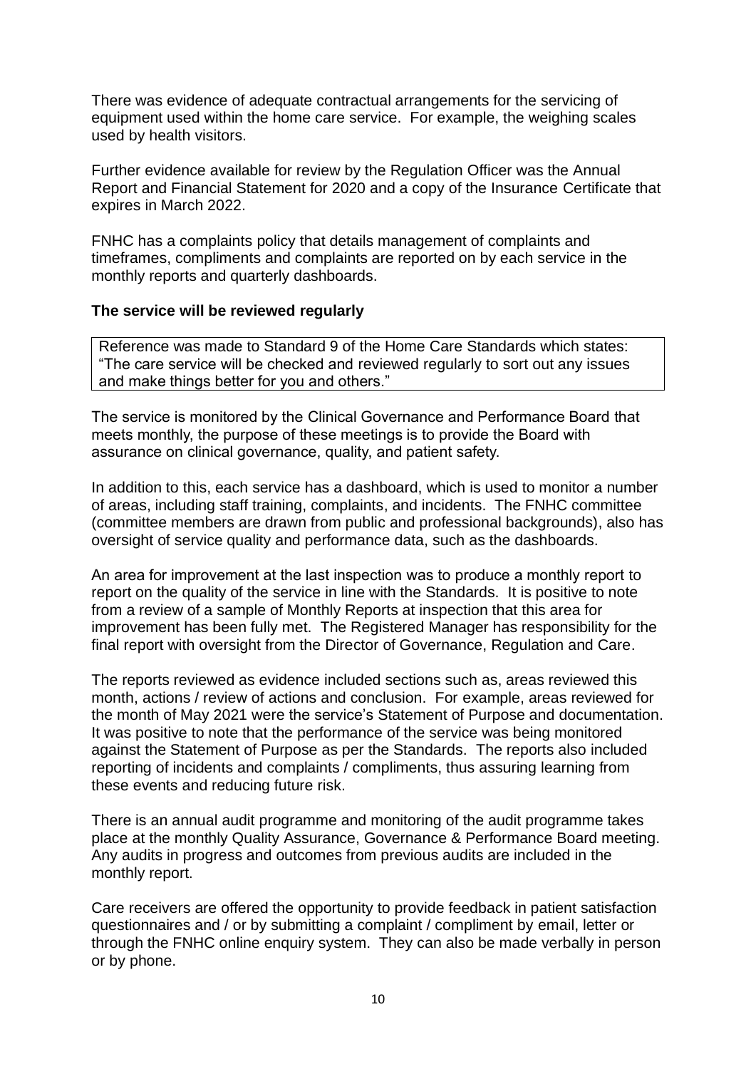There was evidence of adequate contractual arrangements for the servicing of equipment used within the home care service. For example, the weighing scales used by health visitors.

Further evidence available for review by the Regulation Officer was the Annual Report and Financial Statement for 2020 and a copy of the Insurance Certificate that expires in March 2022.

FNHC has a complaints policy that details management of complaints and timeframes, compliments and complaints are reported on by each service in the monthly reports and quarterly dashboards.

**The service will be reviewed regularly**

Reference was made to Standard 9 of the Home Care Standards which states: "The care service will be checked and reviewed regularly to sort out any issues and make things better for you and others."

The service is monitored by the Clinical Governance and Performance Board that meets monthly, the purpose of these meetings is to provide the Board with assurance on clinical governance, quality, and patient safety.

In addition to this, each service has a dashboard, which is used to monitor a number of areas, including staff training, complaints, and incidents. The FNHC committee (committee members are drawn from public and professional backgrounds), also has oversight of service quality and performance data, such as the dashboards.

An area for improvement at the last inspection was to produce a monthly report to report on the quality of the service in line with the Standards. It is positive to note from a review of a sample of Monthly Reports at inspection that this area for improvement has been fully met. The Registered Manager has responsibility for the final report with oversight from the Director of Governance, Regulation and Care.

The reports reviewed as evidence included sections such as, areas reviewed this month, actions / review of actions and conclusion. For example, areas reviewed for the month of May 2021 were the service's Statement of Purpose and documentation. It was positive to note that the performance of the service was being monitored against the Statement of Purpose as per the Standards. The reports also included reporting of incidents and complaints / compliments, thus assuring learning from these events and reducing future risk.

There is an annual audit programme and monitoring of the audit programme takes place at the monthly Quality Assurance, Governance & Performance Board meeting. Any audits in progress and outcomes from previous audits are included in the monthly report.

Care receivers are offered the opportunity to provide feedback in patient satisfaction questionnaires and / or by submitting a complaint / compliment by email, letter or through the FNHC online enquiry system. They can also be made verbally in person or by phone.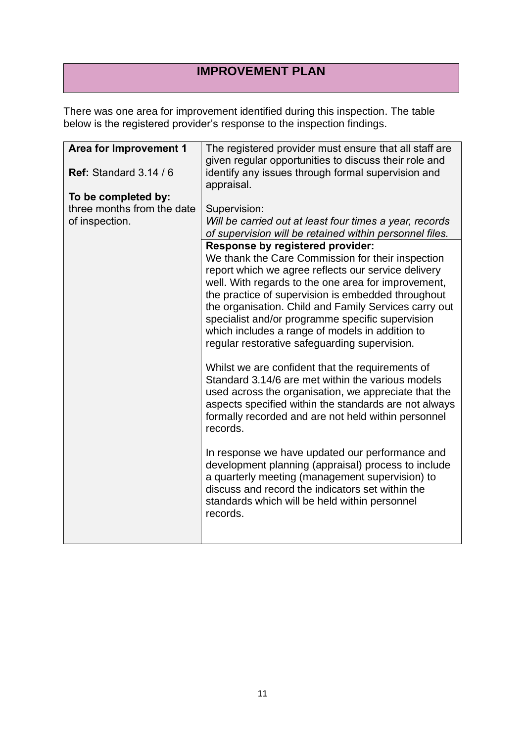# IMPROVEMENT PLAN

There was one area for improvement identified during this inspection. The table below is the registered provider's response to the inspection findings.

| **Area for Improvement 1**<br><br>**Ref:** Standard 3.14 / 6<br><br>**To be completed by:** three months from the date of inspection. | The registered provider must ensure that all staff are given regular opportunities to discuss their role and identify any issues through formal supervision and appraisal.<br><br>Supervision:<br>*Will be carried out at least four times a year, records of supervision will be retained within personnel files.* |
|---|---|
| | **Response by registered provider:**<br>We thank the Care Commission for their inspection report which we agree reflects our service delivery well. With regards to the one area for improvement, the practice of supervision is embedded throughout the organisation. Child and Family Services carry out specialist and/or programme specific supervision which includes a range of models in addition to regular restorative safeguarding supervision.<br><br>Whilst we are confident that the requirements of Standard 3.14/6 are met within the various models used across the organisation, we appreciate that the aspects specified within the standards are not always formally recorded and are not held within personnel records.<br><br>In response we have updated our performance and development planning (appraisal) process to include a quarterly meeting (management supervision) to discuss and record the indicators set within the standards which will be held within personnel records. |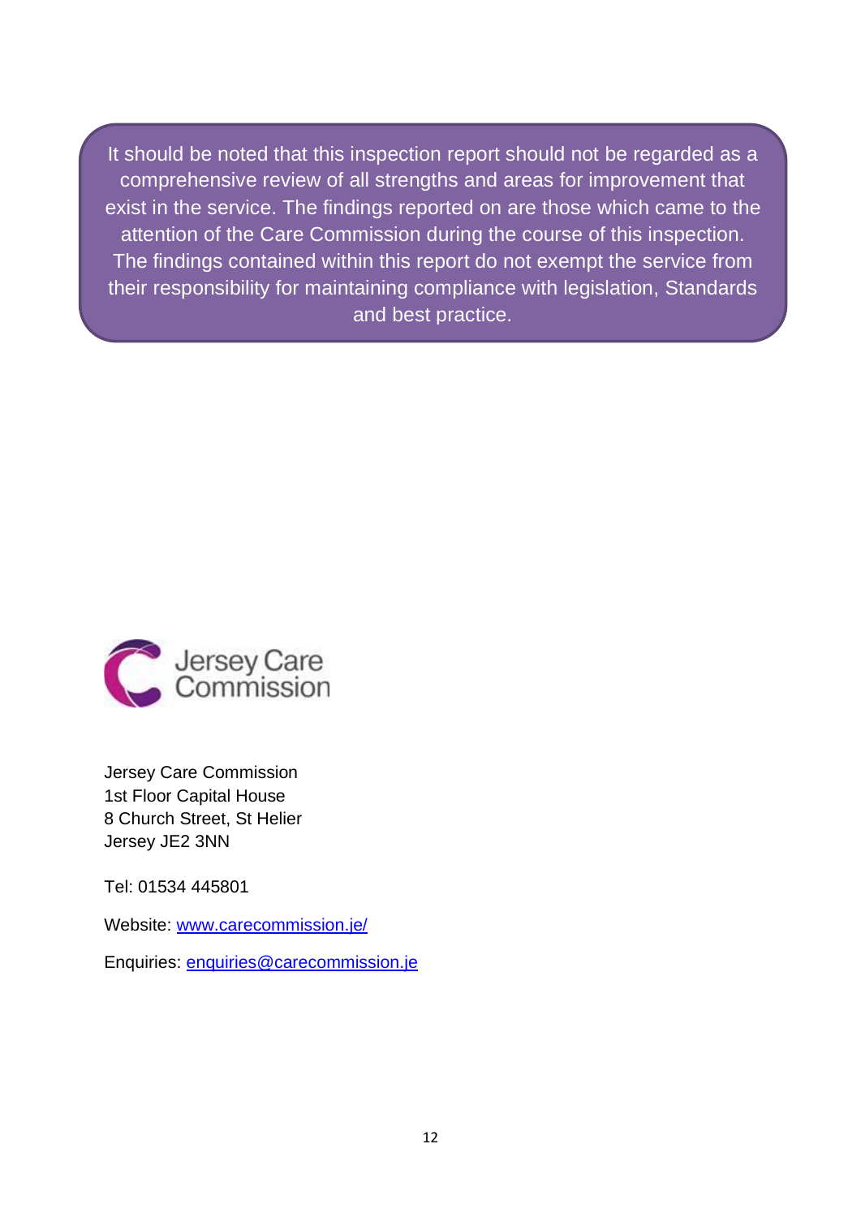It should be noted that this inspection report should not be regarded as a comprehensive review of all strengths and areas for improvement that exist in the service. The findings reported on are those which came to the attention of the Care Commission during the course of this inspection. The findings contained within this report do not exempt the service from their responsibility for maintaining compliance with legislation, Standards and best practice.

Jersey Care Commission

Jersey Care Commission
1st Floor Capital House
8 Church Street, St Helier
Jersey JE2 3NN

Tel: 01534 445801

Website: [www.carecommission.je/](http://www.carecommission.je/)

Enquiries: [enquiries@carecommission.je](mailto:enquiries@carecommission.je)